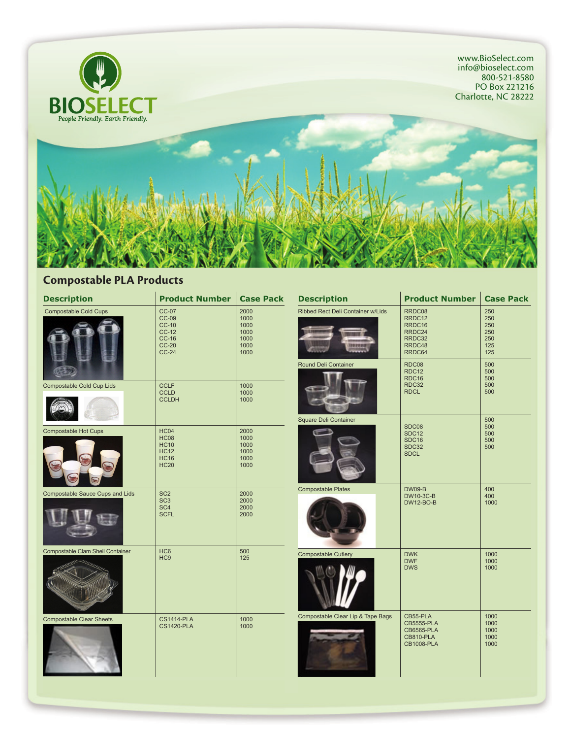# BIOSELECT

*People Friendly. Earth Friendly.*

www.BioSelect.com
info@bioselect.com
800-521-8580
PO Box 221216
Charlotte, NC 28222

## Compostable PLA Products

| Description | Product Number | Case Pack |
|---|---|---|
| Compostable Cold Cups | CC-07<br>CC-09<br>CC-10<br>CC-12<br>CC-16<br>CC-20<br>CC-24 | 2000<br>1000<br>1000<br>1000<br>1000<br>1000<br>1000 |
| Compostable Cold Cup Lids | CCLF<br>CCLD<br>CCLDH | 1000<br>1000<br>1000 |
| Compostable Hot Cups | HC04<br>HC08<br>HC10<br>HC12<br>HC16<br>HC20 | 2000<br>1000<br>1000<br>1000<br>1000<br>1000 |
| Compostable Sauce Cups and Lids | SC2<br>SC3<br>SC4<br>SCFL | 2000<br>2000<br>2000<br>2000 |
| Compostable Clam Shell Container | HC6<br>HC9 | 500<br>125 |
| Compostable Clear Sheets | CS1414-PLA<br>CS1420-PLA | 1000<br>1000 |
| Ribbed Rect Deli Container w/Lids | RRDC08<br>RRDC12<br>RRDC16<br>RRDC24<br>RRDC32<br>RRDC48<br>RRDC64 | 250<br>250<br>250<br>250<br>250<br>125<br>125 |
| Round Deli Container | RDC08<br>RDC12<br>RDC16<br>RDC32<br>RDCL | 500<br>500<br>500<br>500<br>500 |
| Square Deli Container | SDC08<br>SDC12<br>SDC16<br>SDC32<br>SDCL | 500<br>500<br>500<br>500<br>500 |
| Compostable Plates | DW09-B<br>DW10-3C-B<br>DW12-BO-B | 400<br>400<br>1000 |
| Compostable Cutlery | DWK<br>DWF<br>DWS | 1000<br>1000<br>1000 |
| Compostable Clear Lip & Tape Bags | CB55-PLA<br>CB5555-PLA<br>CB6565-PLA<br>CB810-PLA<br>CB1008-PLA | 1000<br>1000<br>1000<br>1000<br>1000 |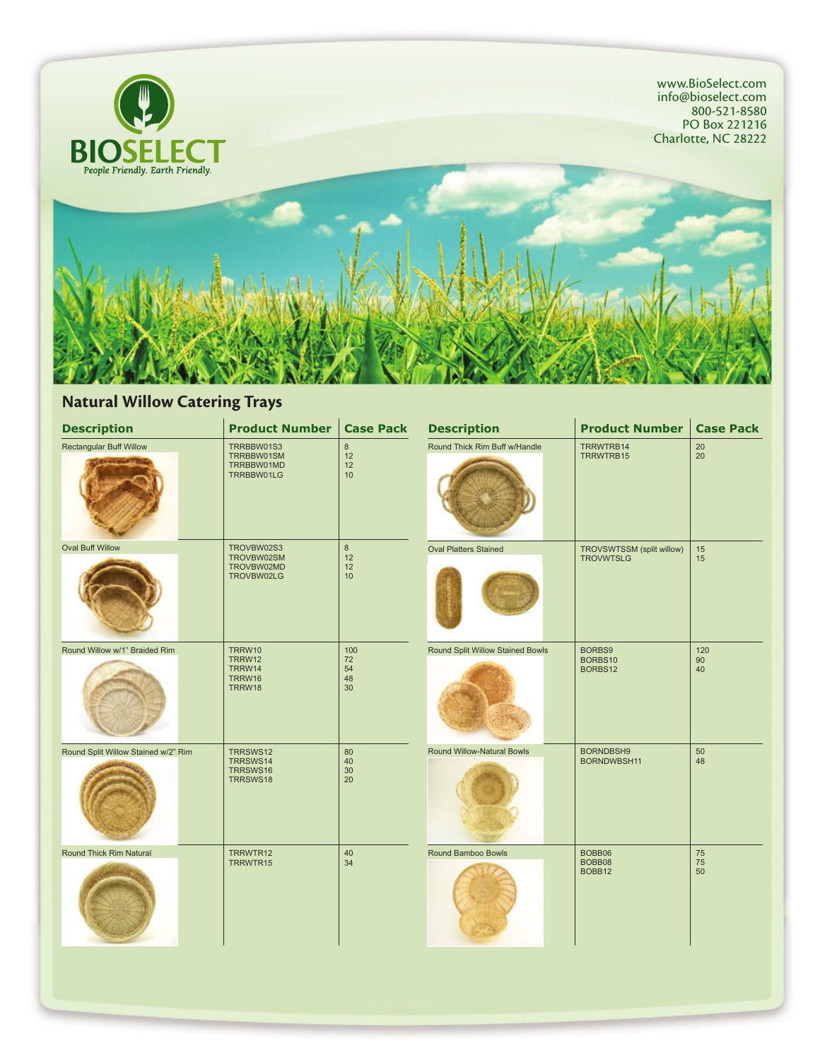BIOSELECT
*People Friendly. Earth Friendly.*

www.BioSelect.com
info@bioselect.com
800-521-8580
PO Box 221216
Charlotte, NC 28222

## Natural Willow Catering Trays

| Description | Product Number | Case Pack |
|---|---|---|
| Rectangular Buff Willow | TRRBBW01S3<br>TRRBBW01SM<br>TRRBBW01MD<br>TRRBBW01LG | 8<br>12<br>12<br>10 |
| Oval Buff Willow | TROVBW02S3<br>TROVBW02SM<br>TROVBW02MD<br>TROVBW02LG | 8<br>12<br>12<br>10 |
| Round Willow w/1" Braided Rim | TRRW10<br>TRRW12<br>TRRW14<br>TRRW16<br>TRRW18 | 100<br>72<br>54<br>48<br>30 |
| Round Split Willow Stained w/2" Rim | TRRSWS12<br>TRRSWS14<br>TRRSWS16<br>TRRSWS18 | 80<br>40<br>30<br>20 |
| Round Thick Rim Natural | TRRWTR12<br>TRRWTR15 | 40<br>34 |
| Round Thick Rim Buff w/Handle | TRRWTRB14<br>TRRWTRB15 | 20<br>20 |
| Oval Platters Stained | TROVSWTSSM (split willow)<br>TROVWTSLG | 15<br>15 |
| Round Split Willow Stained Bowls | BORBS9<br>BORBS10<br>BORBS12 | 120<br>90<br>40 |
| Round Willow-Natural Bowls | BORNDBSH9<br>BORNDWBSH11 | 50<br>48 |
| Round Bamboo Bowls | BOBB06<br>BOBB08<br>BOBB12 | 75<br>75<br>50 |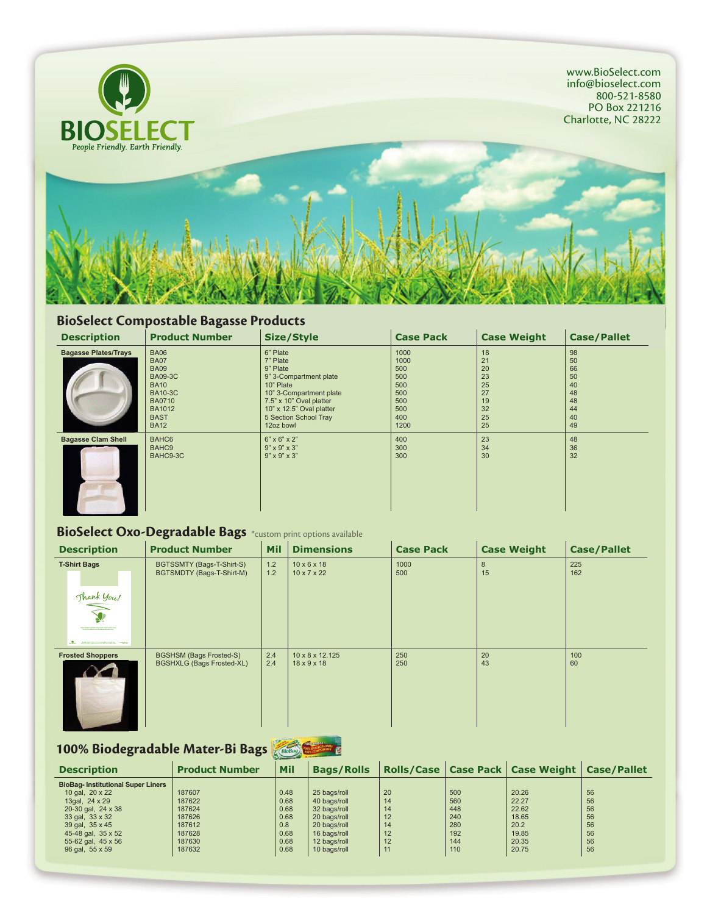BIOSELECT

People Friendly. Earth Friendly.

www.BioSelect.com
info@bioselect.com
800-521-8580
PO Box 221216
Charlotte, NC 28222

## BioSelect Compostable Bagasse Products

| Description | Product Number | Size/Style | Case Pack | Case Weight | Case/Pallet |
|---|---|---|---|---|---|
| **Bagasse Plates/Trays** | BA06 | 6" Plate | 1000 | 18 | 98 |
| | BA07 | 7" Plate | 1000 | 21 | 50 |
| | BA09 | 9" Plate | 500 | 20 | 66 |
| | BA09-3C | 9" 3-Compartment plate | 500 | 23 | 50 |
| | BA10 | 10" Plate | 500 | 25 | 40 |
| | BA10-3C | 10" 3-Compartment plate | 500 | 27 | 48 |
| | BA0710 | 7.5" x 10" Oval platter | 500 | 19 | 48 |
| | BA1012 | 10" x 12.5" Oval platter | 500 | 32 | 44 |
| | BAST | 5 Section School Tray | 400 | 25 | 40 |
| | BA12 | 12oz bowl | 1200 | 25 | 49 |
| **Bagasse Clam Shell** | BAHC6 | 6" x 6" x 2" | 400 | 23 | 48 |
| | BAHC9 | 9" x 9" x 3" | 300 | 34 | 36 |
| | BAHC9-3C | 9" x 9" x 3" | 300 | 30 | 32 |

## BioSelect Oxo-Degradable Bags *custom print options available

| Description | Product Number | Mil | Dimensions | Case Pack | Case Weight | Case/Pallet |
|---|---|---|---|---|---|---|
| **T-Shirt Bags** | BGTSSMTY (Bags-T-Shirt-S) | 1.2 | 10 x 6 x 18 | 1000 | 8 | 225 |
| | BGTSMDTY (Bags-T-Shirt-M) | 1.2 | 10 x 7 x 22 | 500 | 15 | 162 |
| **Frosted Shoppers** | BGSHSM (Bags Frosted-S) | 2.4 | 10 x 8 x 12.125 | 250 | 20 | 100 |
| | BGSHXLG (Bags Frosted-XL) | 2.4 | 18 x 9 x 18 | 250 | 43 | 60 |

## 100% Biodegradable Mater-Bi Bags

| Description | Product Number | Mil | Bags/Rolls | Rolls/Case | Case Pack | Case Weight | Case/Pallet |
|---|---|---|---|---|---|---|---|
| **BioBag- Institutional Super Liners** | | | | | | | |
| 10 gal, 20 x 22 | 187607 | 0.48 | 25 bags/roll | 20 | 500 | 20.26 | 56 |
| 13gal, 24 x 29 | 187622 | 0.68 | 40 bags/roll | 14 | 560 | 22.27 | 56 |
| 20-30 gal, 24 x 38 | 187624 | 0.68 | 32 bags/roll | 14 | 448 | 22.62 | 56 |
| 33 gal, 33 x 32 | 187626 | 0.68 | 20 bags/roll | 12 | 240 | 18.65 | 56 |
| 39 gal, 35 x 45 | 187612 | 0.8 | 20 bags/roll | 14 | 280 | 20.2 | 56 |
| 45-48 gal, 35 x 52 | 187628 | 0.68 | 16 bags/roll | 12 | 192 | 19.85 | 56 |
| 55-62 gal, 45 x 56 | 187630 | 0.68 | 12 bags/roll | 12 | 144 | 20.35 | 56 |
| 96 gal, 55 x 59 | 187632 | 0.68 | 10 bags/roll | 11 | 110 | 20.75 | 56 |